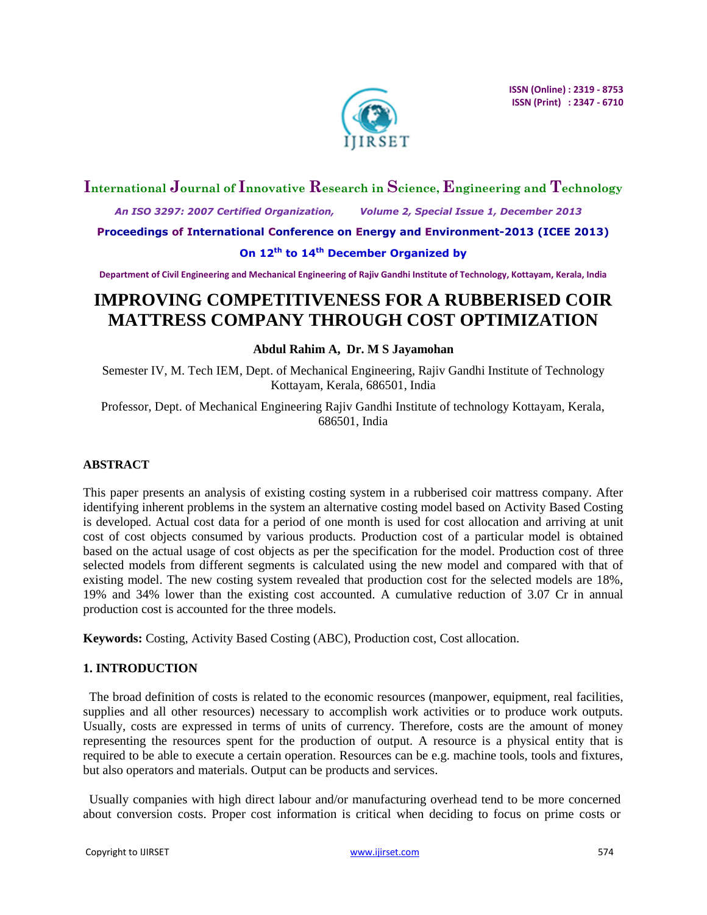# IMPROVING COMPETITIVENESS FOR A RUBBERISED COIR MATTRESS COMPANY THROUGH COST OPTIMIZATION

**Abdul Rahim A, Dr. M S Jayamohan**

Semester IV, M. Tech IEM, Dept. of Mechanical Engineering, Rajiv Gandhi Institute of Technology Kottayam, Kerala, 686501, India

Professor, Dept. of Mechanical Engineering Rajiv Gandhi Institute of technology Kottayam, Kerala, 686501, India

## ABSTRACT

This paper presents an analysis of existing costing system in a rubberised coir mattress company. After identifying inherent problems in the system an alternative costing model based on Activity Based Costing is developed. Actual cost data for a period of one month is used for cost allocation and arriving at unit cost of cost objects consumed by various products. Production cost of a particular model is obtained based on the actual usage of cost objects as per the specification for the model. Production cost of three selected models from different segments is calculated using the new model and compared with that of existing model. The new costing system revealed that production cost for the selected models are 18%, 19% and 34% lower than the existing cost accounted. A cumulative reduction of 3.07 Cr in annual production cost is accounted for the three models.

**Keywords:** Costing, Activity Based Costing (ABC), Production cost, Cost allocation.

## 1. INTRODUCTION

The broad definition of costs is related to the economic resources (manpower, equipment, real facilities, supplies and all other resources) necessary to accomplish work activities or to produce work outputs. Usually, costs are expressed in terms of units of currency. Therefore, costs are the amount of money representing the resources spent for the production of output. A resource is a physical entity that is required to be able to execute a certain operation. Resources can be e.g. machine tools, tools and fixtures, but also operators and materials. Output can be products and services.

Usually companies with high direct labour and/or manufacturing overhead tend to be more concerned about conversion costs. Proper cost information is critical when deciding to focus on prime costs or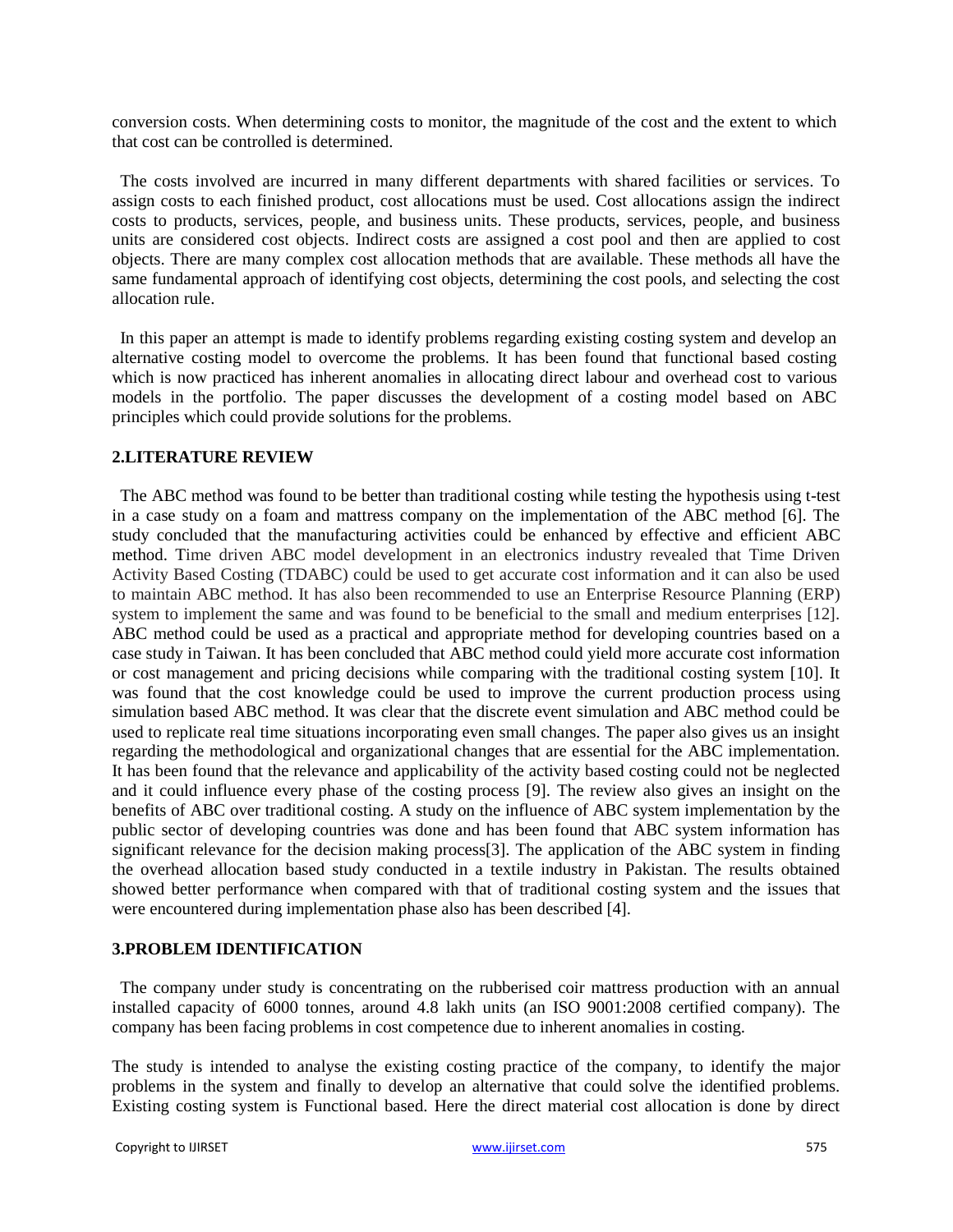conversion costs. When determining costs to monitor, the magnitude of the cost and the extent to which that cost can be controlled is determined.

The costs involved are incurred in many different departments with shared facilities or services. To assign costs to each finished product, cost allocations must be used. Cost allocations assign the indirect costs to products, services, people, and business units. These products, services, people, and business units are considered cost objects. Indirect costs are assigned a cost pool and then are applied to cost objects. There are many complex cost allocation methods that are available. These methods all have the same fundamental approach of identifying cost objects, determining the cost pools, and selecting the cost allocation rule.

In this paper an attempt is made to identify problems regarding existing costing system and develop an alternative costing model to overcome the problems. It has been found that functional based costing which is now practiced has inherent anomalies in allocating direct labour and overhead cost to various models in the portfolio. The paper discusses the development of a costing model based on ABC principles which could provide solutions for the problems.

## 2.LITERATURE REVIEW

The ABC method was found to be better than traditional costing while testing the hypothesis using t-test in a case study on a foam and mattress company on the implementation of the ABC method [6]. The study concluded that the manufacturing activities could be enhanced by effective and efficient ABC method. Time driven ABC model development in an electronics industry revealed that Time Driven Activity Based Costing (TDABC) could be used to get accurate cost information and it can also be used to maintain ABC method. It has also been recommended to use an Enterprise Resource Planning (ERP) system to implement the same and was found to be beneficial to the small and medium enterprises [12]. ABC method could be used as a practical and appropriate method for developing countries based on a case study in Taiwan. It has been concluded that ABC method could yield more accurate cost information or cost management and pricing decisions while comparing with the traditional costing system [10]. It was found that the cost knowledge could be used to improve the current production process using simulation based ABC method. It was clear that the discrete event simulation and ABC method could be used to replicate real time situations incorporating even small changes. The paper also gives us an insight regarding the methodological and organizational changes that are essential for the ABC implementation. It has been found that the relevance and applicability of the activity based costing could not be neglected and it could influence every phase of the costing process [9]. The review also gives an insight on the benefits of ABC over traditional costing. A study on the influence of ABC system implementation by the public sector of developing countries was done and has been found that ABC system information has significant relevance for the decision making process[3]. The application of the ABC system in finding the overhead allocation based study conducted in a textile industry in Pakistan. The results obtained showed better performance when compared with that of traditional costing system and the issues that were encountered during implementation phase also has been described [4].

## 3.PROBLEM IDENTIFICATION

The company under study is concentrating on the rubberised coir mattress production with an annual installed capacity of 6000 tonnes, around 4.8 lakh units (an ISO 9001:2008 certified company). The company has been facing problems in cost competence due to inherent anomalies in costing.

The study is intended to analyse the existing costing practice of the company, to identify the major problems in the system and finally to develop an alternative that could solve the identified problems. Existing costing system is Functional based. Here the direct material cost allocation is done by direct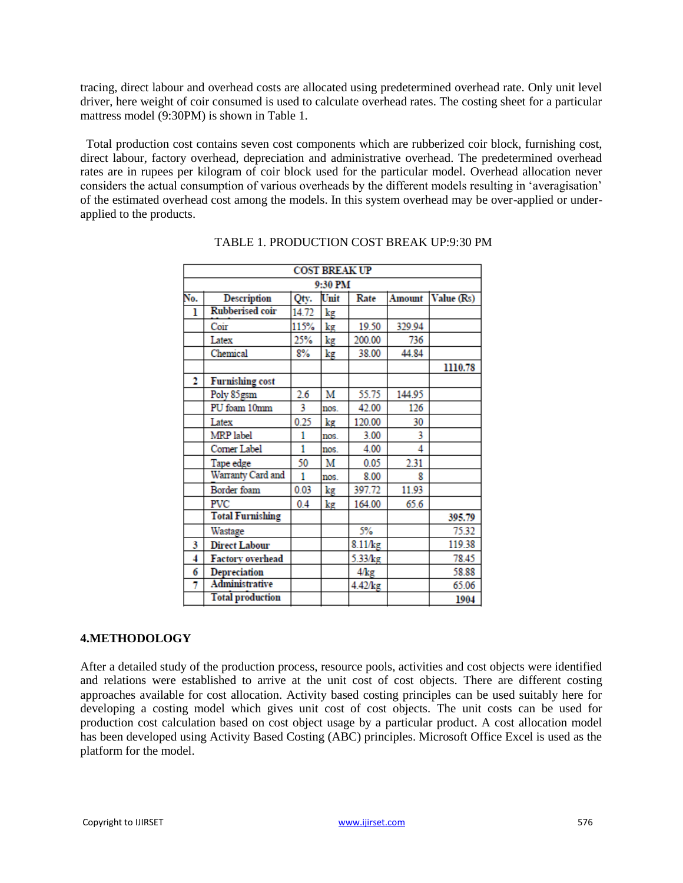tracing, direct labour and overhead costs are allocated using predetermined overhead rate. Only unit level driver, here weight of coir consumed is used to calculate overhead rates. The costing sheet for a particular mattress model (9:30PM) is shown in Table 1.

Total production cost contains seven cost components which are rubberized coir block, furnishing cost, direct labour, factory overhead, depreciation and administrative overhead. The predetermined overhead rates are in rupees per kilogram of coir block used for the particular model. Overhead allocation never considers the actual consumption of various overheads by the different models resulting in 'averagisation' of the estimated overhead cost among the models. In this system overhead may be over-applied or under-applied to the products.

TABLE 1. PRODUCTION COST BREAK UP:9:30 PM

| COST BREAK UP | | | | | | |
|---|---|---|---|---|---|---|
| 9:30 PM | | | | | | |
| No. | Description | Qty. | Unit | Rate | Amount | Value (Rs) |
| 1 | Rubberised coir | 14.72 | kg | | | |
| | Coir | 115% | kg | 19.50 | 329.94 | |
| | Latex | 25% | kg | 200.00 | 736 | |
| | Chemical | 8% | kg | 38.00 | 44.84 | |
| | | | | | | 1110.78 |
| 2 | Furnishing cost | | | | | |
| | Poly 85gsm | 2.6 | M | 55.75 | 144.95 | |
| | PU foam 10mm | 3 | nos. | 42.00 | 126 | |
| | Latex | 0.25 | kg | 120.00 | 30 | |
| | MRP label | 1 | nos. | 3.00 | 3 | |
| | Corner Label | 1 | nos. | 4.00 | 4 | |
| | Tape edge | 50 | M | 0.05 | 2.31 | |
| | Warranty Card and | 1 | nos. | 8.00 | 8 | |
| | Border foam | 0.03 | kg | 397.72 | 11.93 | |
| | PVC | 0.4 | kg | 164.00 | 65.6 | |
| | Total Furnishing | | | | | 395.79 |
| | Wastage | | | 5% | | 75.32 |
| 3 | Direct Labour | | | 8.11/kg | | 119.38 |
| 4 | Factory overhead | | | 5.33/kg | | 78.45 |
| 6 | Depreciation | | | 4/kg | | 58.88 |
| 7 | Administrative | | | 4.42/kg | | 65.06 |
| | Total production | | | | | 1904 |

## 4.METHODOLOGY

After a detailed study of the production process, resource pools, activities and cost objects were identified and relations were established to arrive at the unit cost of cost objects. There are different costing approaches available for cost allocation. Activity based costing principles can be used suitably here for developing a costing model which gives unit cost of cost objects. The unit costs can be used for production cost calculation based on cost object usage by a particular product. A cost allocation model has been developed using Activity Based Costing (ABC) principles. Microsoft Office Excel is used as the platform for the model.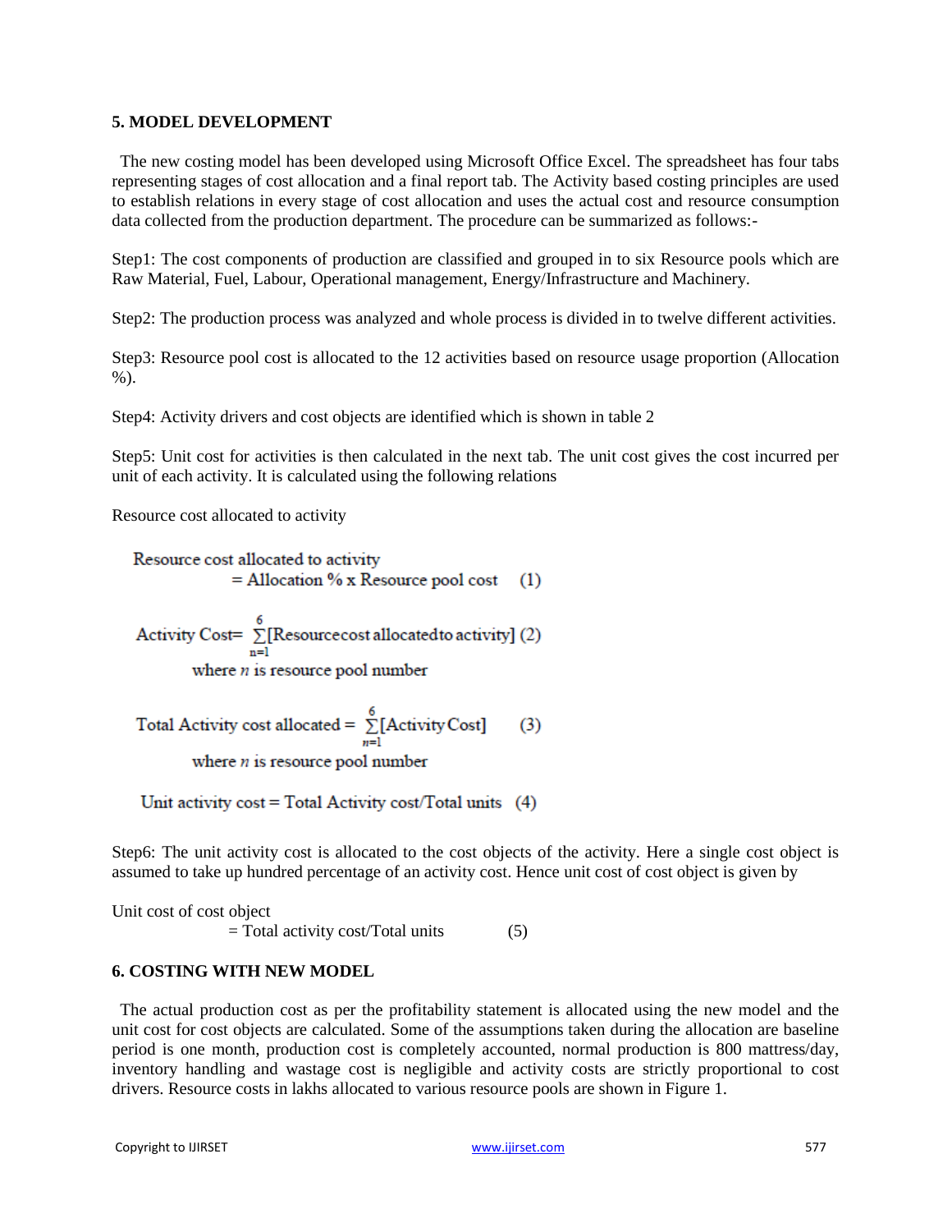## 5. MODEL DEVELOPMENT

The new costing model has been developed using Microsoft Office Excel. The spreadsheet has four tabs representing stages of cost allocation and a final report tab. The Activity based costing principles are used to establish relations in every stage of cost allocation and uses the actual cost and resource consumption data collected from the production department. The procedure can be summarized as follows:-

Step1: The cost components of production are classified and grouped in to six Resource pools which are Raw Material, Fuel, Labour, Operational management, Energy/Infrastructure and Machinery.

Step2: The production process was analyzed and whole process is divided in to twelve different activities.

Step3: Resource pool cost is allocated to the 12 activities based on resource usage proportion (Allocation %).

Step4: Activity drivers and cost objects are identified which is shown in table 2

Step5: Unit cost for activities is then calculated in the next tab. The unit cost gives the cost incurred per unit of each activity. It is calculated using the following relations

Resource cost allocated to activity

$$\text{Resource cost allocated to activity} = \text{Allocation \% x Resource pool cost} \quad (1)$$

$$\text{Activity Cost} = \sum_{n=1}^{6}[\text{Resource cost allocated to activity}] \quad (2)$$

where $n$ is resource pool number

$$\text{Total Activity cost allocated} = \sum_{n=1}^{6}[\text{Activity Cost}] \quad (3)$$

where $n$ is resource pool number

$$\text{Unit activity cost} = \text{Total Activity cost/Total units} \quad (4)$$

Step6: The unit activity cost is allocated to the cost objects of the activity. Here a single cost object is assumed to take up hundred percentage of an activity cost. Hence unit cost of cost object is given by

Unit cost of cost object

$$= \text{Total activity cost/Total units} \quad (5)$$

## 6. COSTING WITH NEW MODEL

The actual production cost as per the profitability statement is allocated using the new model and the unit cost for cost objects are calculated. Some of the assumptions taken during the allocation are baseline period is one month, production cost is completely accounted, normal production is 800 mattress/day, inventory handling and wastage cost is negligible and activity costs are strictly proportional to cost drivers. Resource costs in lakhs allocated to various resource pools are shown in Figure 1.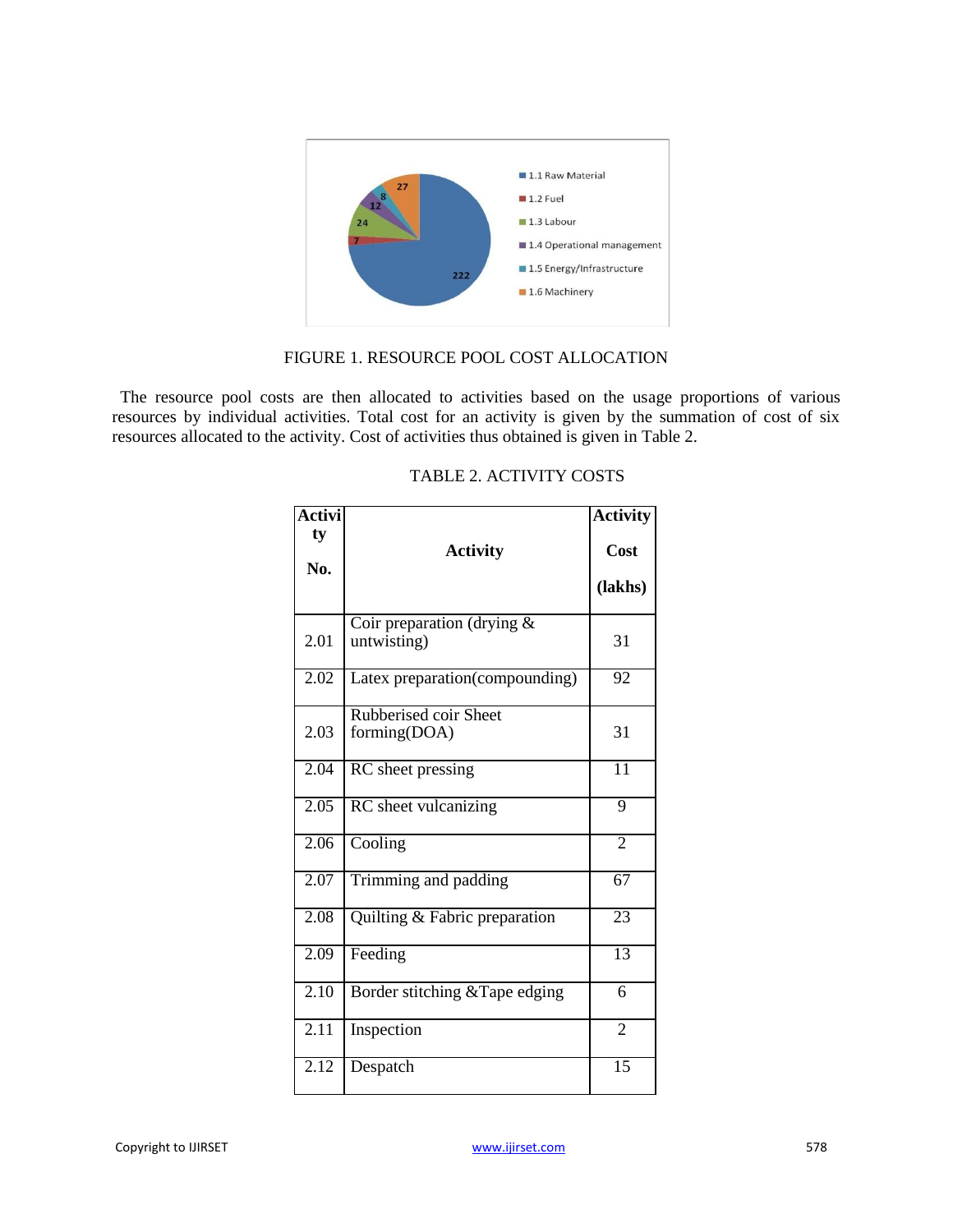FIGURE 1. RESOURCE POOL COST ALLOCATION

The resource pool costs are then allocated to activities based on the usage proportions of various resources by individual activities. Total cost for an activity is given by the summation of cost of six resources allocated to the activity. Cost of activities thus obtained is given in Table 2.

TABLE 2. ACTIVITY COSTS

| Activity No. | Activity | Activity Cost (lakhs) |
|---|---|---|
| 2.01 | Coir preparation (drying & untwisting) | 31 |
| 2.02 | Latex preparation(compounding) | 92 |
| 2.03 | Rubberised coir Sheet forming(DOA) | 31 |
| 2.04 | RC sheet pressing | 11 |
| 2.05 | RC sheet vulcanizing | 9 |
| 2.06 | Cooling | 2 |
| 2.07 | Trimming and padding | 67 |
| 2.08 | Quilting & Fabric preparation | 23 |
| 2.09 | Feeding | 13 |
| 2.10 | Border stitching &Tape edging | 6 |
| 2.11 | Inspection | 2 |
| 2.12 | Despatch | 15 |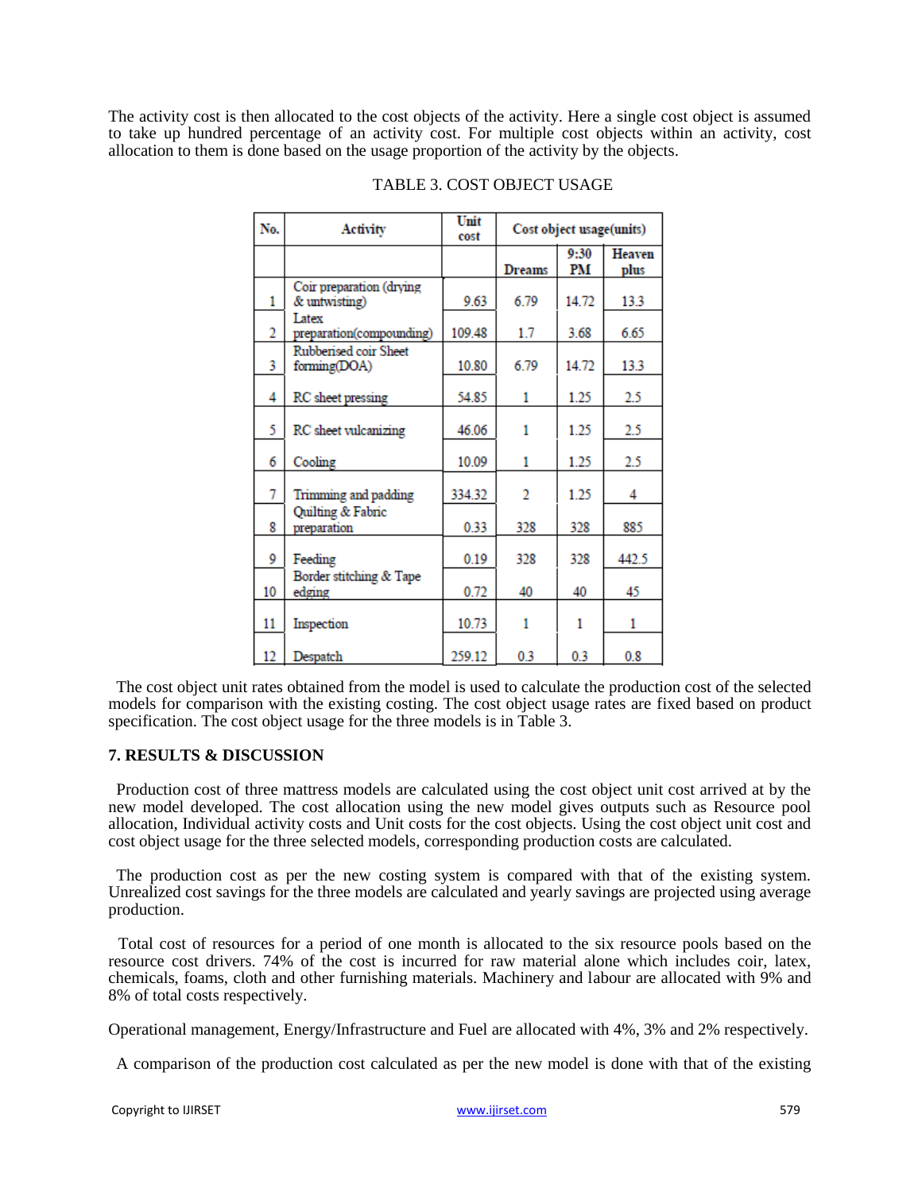The activity cost is then allocated to the cost objects of the activity. Here a single cost object is assumed to take up hundred percentage of an activity cost. For multiple cost objects within an activity, cost allocation to them is done based on the usage proportion of the activity by the objects.

TABLE 3. COST OBJECT USAGE

| No. | Activity | Unit cost | Cost object usage(units) | | |
|---|---|---|---|---|---|
| | | | Dreams | 9:30 PM | Heaven plus |
| 1 | Coir preparation (drying & untwisting) | 9.63 | 6.79 | 14.72 | 13.3 |
| 2 | Latex preparation(compounding) | 109.48 | 1.7 | 3.68 | 6.65 |
| 3 | Rubberised coir Sheet forming(DOA) | 10.80 | 6.79 | 14.72 | 13.3 |
| 4 | RC sheet pressing | 54.85 | 1 | 1.25 | 2.5 |
| 5 | RC sheet vulcanizing | 46.06 | 1 | 1.25 | 2.5 |
| 6 | Cooling | 10.09 | 1 | 1.25 | 2.5 |
| 7 | Trimming and padding | 334.32 | 2 | 1.25 | 4 |
| 8 | Quilting & Fabric preparation | 0.33 | 328 | 328 | 885 |
| 9 | Feeding | 0.19 | 328 | 328 | 442.5 |
| 10 | Border stitching & Tape edging | 0.72 | 40 | 40 | 45 |
| 11 | Inspection | 10.73 | 1 | 1 | 1 |
| 12 | Despatch | 259.12 | 0.3 | 0.3 | 0.8 |

The cost object unit rates obtained from the model is used to calculate the production cost of the selected models for comparison with the existing costing. The cost object usage rates are fixed based on product specification. The cost object usage for the three models is in Table 3.

## 7. RESULTS & DISCUSSION

Production cost of three mattress models are calculated using the cost object unit cost arrived at by the new model developed. The cost allocation using the new model gives outputs such as Resource pool allocation, Individual activity costs and Unit costs for the cost objects. Using the cost object unit cost and cost object usage for the three selected models, corresponding production costs are calculated.

The production cost as per the new costing system is compared with that of the existing system. Unrealized cost savings for the three models are calculated and yearly savings are projected using average production.

Total cost of resources for a period of one month is allocated to the six resource pools based on the resource cost drivers. 74% of the cost is incurred for raw material alone which includes coir, latex, chemicals, foams, cloth and other furnishing materials. Machinery and labour are allocated with 9% and 8% of total costs respectively.

Operational management, Energy/Infrastructure and Fuel are allocated with 4%, 3% and 2% respectively.

A comparison of the production cost calculated as per the new model is done with that of the existing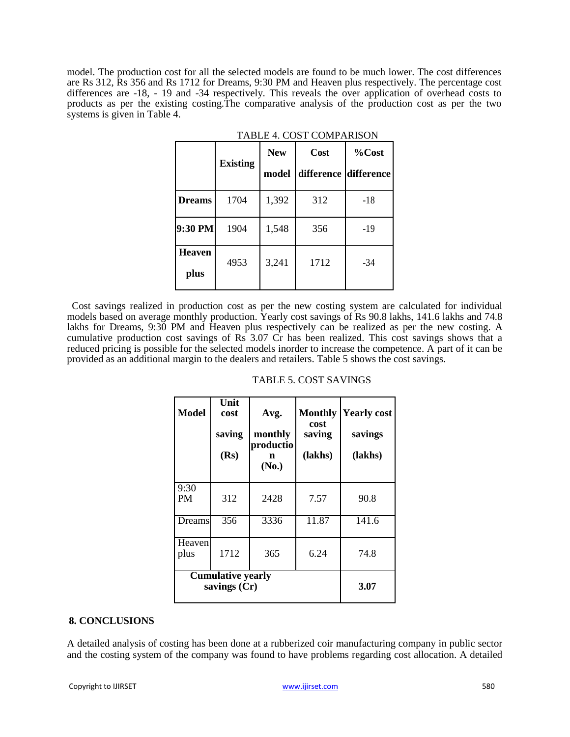model. The production cost for all the selected models are found to be much lower. The cost differences are Rs 312, Rs 356 and Rs 1712 for Dreams, 9:30 PM and Heaven plus respectively. The percentage cost differences are -18, - 19 and -34 respectively. This reveals the over application of overhead costs to products as per the existing costing.The comparative analysis of the production cost as per the two systems is given in Table 4.

TABLE 4. COST COMPARISON

| | Existing | New model | Cost difference | %Cost difference |
|---|---|---|---|---|
| **Dreams** | 1704 | 1,392 | 312 | -18 |
| **9:30 PM** | 1904 | 1,548 | 356 | -19 |
| **Heaven plus** | 4953 | 3,241 | 1712 | -34 |

Cost savings realized in production cost as per the new costing system are calculated for individual models based on average monthly production. Yearly cost savings of Rs 90.8 lakhs, 141.6 lakhs and 74.8 lakhs for Dreams, 9:30 PM and Heaven plus respectively can be realized as per the new costing. A cumulative production cost savings of Rs 3.07 Cr has been realized. This cost savings shows that a reduced pricing is possible for the selected models inorder to increase the competence. A part of it can be provided as an additional margin to the dealers and retailers. Table 5 shows the cost savings.

TABLE 5. COST SAVINGS

| Model | Unit cost saving (Rs) | Avg. monthly production (No.) | Monthly cost saving (lakhs) | Yearly cost savings (lakhs) |
|---|---|---|---|---|
| 9:30 PM | 312 | 2428 | 7.57 | 90.8 |
| Dreams | 356 | 3336 | 11.87 | 141.6 |
| Heaven plus | 1712 | 365 | 6.24 | 74.8 |
| **Cumulative yearly savings (Cr)** | | | | **3.07** |

## 8. CONCLUSIONS

A detailed analysis of costing has been done at a rubberized coir manufacturing company in public sector and the costing system of the company was found to have problems regarding cost allocation. A detailed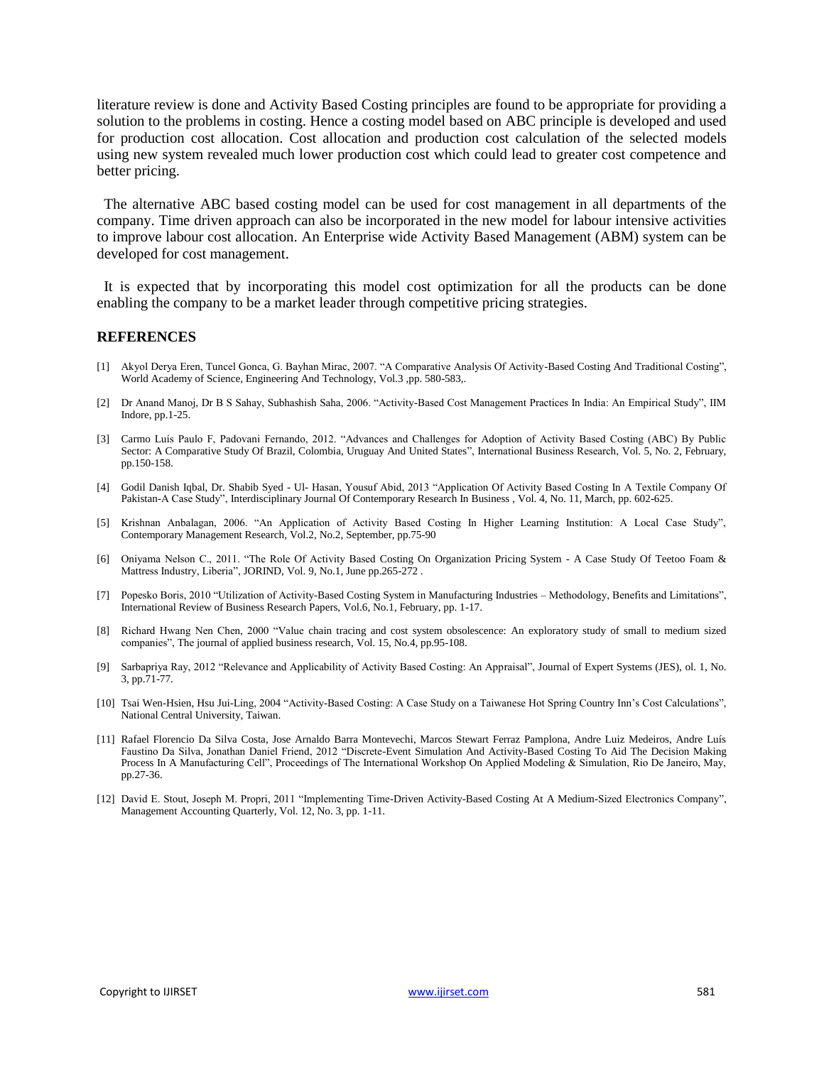literature review is done and Activity Based Costing principles are found to be appropriate for providing a solution to the problems in costing. Hence a costing model based on ABC principle is developed and used for production cost allocation. Cost allocation and production cost calculation of the selected models using new system revealed much lower production cost which could lead to greater cost competence and better pricing.

The alternative ABC based costing model can be used for cost management in all departments of the company. Time driven approach can also be incorporated in the new model for labour intensive activities to improve labour cost allocation. An Enterprise wide Activity Based Management (ABM) system can be developed for cost management.

It is expected that by incorporating this model cost optimization for all the products can be done enabling the company to be a market leader through competitive pricing strategies.

## REFERENCES

[1] Akyol Derya Eren, Tuncel Gonca, G. Bayhan Mirac, 2007. "A Comparative Analysis Of Activity-Based Costing And Traditional Costing", World Academy of Science, Engineering And Technology, Vol.3 ,pp. 580-583,.

[2] Dr Anand Manoj, Dr B S Sahay, Subhashish Saha, 2006. "Activity-Based Cost Management Practices In India: An Empirical Study", IIM Indore, pp.1-25.

[3] Carmo Luís Paulo F, Padovani Fernando, 2012. "Advances and Challenges for Adoption of Activity Based Costing (ABC) By Public Sector: A Comparative Study Of Brazil, Colombia, Uruguay And United States", International Business Research, Vol. 5, No. 2, February, pp.150-158.

[4] Godil Danish Iqbal, Dr. Shabib Syed - Ul- Hasan, Yousuf Abid, 2013 "Application Of Activity Based Costing In A Textile Company Of Pakistan-A Case Study", Interdisciplinary Journal Of Contemporary Research In Business , Vol. 4, No. 11, March, pp. 602-625.

[5] Krishnan Anbalagan, 2006. "An Application of Activity Based Costing In Higher Learning Institution: A Local Case Study", Contemporary Management Research, Vol.2, No.2, September, pp.75-90

[6] Oniyama Nelson C., 2011. "The Role Of Activity Based Costing On Organization Pricing System - A Case Study Of Teetoo Foam & Mattress Industry, Liberia", JORIND, Vol. 9, No.1, June pp.265-272 .

[7] Popesko Boris, 2010 "Utilization of Activity-Based Costing System in Manufacturing Industries – Methodology, Benefits and Limitations", International Review of Business Research Papers, Vol.6, No.1, February, pp. 1-17.

[8] Richard Hwang Nen Chen, 2000 "Value chain tracing and cost system obsolescence: An exploratory study of small to medium sized companies", The journal of applied business research, Vol. 15, No.4, pp.95-108.

[9] Sarbapriya Ray, 2012 "Relevance and Applicability of Activity Based Costing: An Appraisal", Journal of Expert Systems (JES), ol. 1, No. 3, pp.71-77.

[10] Tsai Wen-Hsien, Hsu Jui-Ling, 2004 "Activity-Based Costing: A Case Study on a Taiwanese Hot Spring Country Inn's Cost Calculations", National Central University, Taiwan.

[11] Rafael Florencio Da Silva Costa, Jose Arnaldo Barra Montevechi, Marcos Stewart Ferraz Pamplona, Andre Luiz Medeiros, Andre Luís Faustino Da Silva, Jonathan Daniel Friend, 2012 "Discrete-Event Simulation And Activity-Based Costing To Aid The Decision Making Process In A Manufacturing Cell", Proceedings of The International Workshop On Applied Modeling & Simulation, Rio De Janeiro, May, pp.27-36.

[12] David E. Stout, Joseph M. Propri, 2011 "Implementing Time-Driven Activity-Based Costing At A Medium-Sized Electronics Company", Management Accounting Quarterly, Vol. 12, No. 3, pp. 1-11.